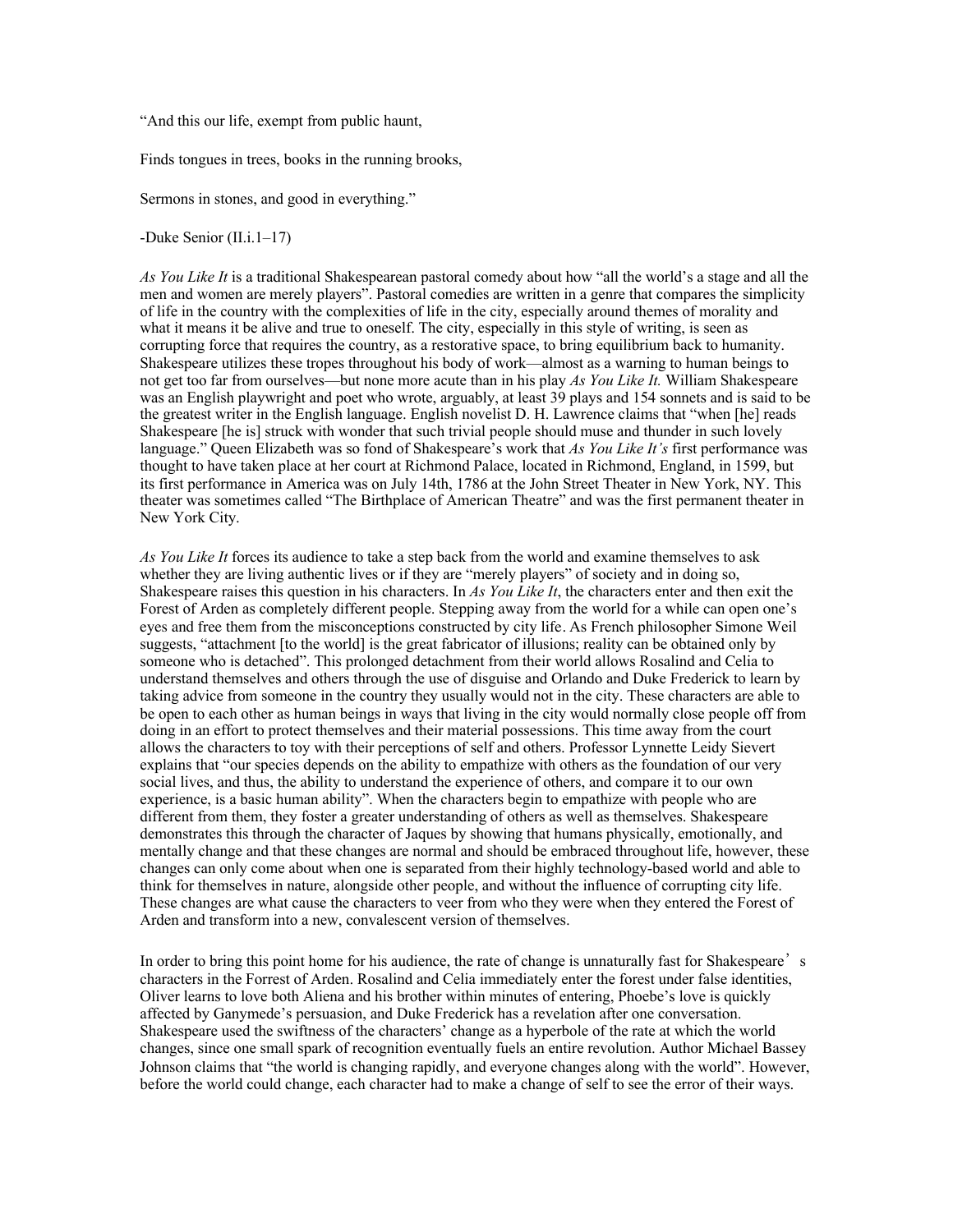"And this our life, exempt from public haunt,

Finds tongues in trees, books in the running brooks,

Sermons in stones, and good in everything."

-Duke Senior (II.i.1–17)

*As You Like It* is a traditional Shakespearean pastoral comedy about how "all the world's a stage and all the men and women are merely players". Pastoral comedies are written in a genre that compares the simplicity of life in the country with the complexities of life in the city, especially around themes of morality and what it means it be alive and true to oneself. The city, especially in this style of writing, is seen as corrupting force that requires the country, as a restorative space, to bring equilibrium back to humanity. Shakespeare utilizes these tropes throughout his body of work—almost as a warning to human beings to not get too far from ourselves—but none more acute than in his play *As You Like It.* William Shakespeare was an English playwright and poet who wrote, arguably, at least 39 plays and 154 sonnets and is said to be the greatest writer in the English language. English novelist D. H. Lawrence claims that "when [he] reads Shakespeare [he is] struck with wonder that such trivial people should muse and thunder in such lovely language." Queen Elizabeth was so fond of Shakespeare's work that *As You Like It's* first performance was thought to have taken place at her court at Richmond Palace, located in Richmond, England, in 1599, but its first performance in America was on July 14th, 1786 at the John Street Theater in New York, NY. This theater was sometimes called "The Birthplace of American Theatre" and was the first permanent theater in New York City.

*As You Like It* forces its audience to take a step back from the world and examine themselves to ask whether they are living authentic lives or if they are "merely players" of society and in doing so, Shakespeare raises this question in his characters. In *As You Like It*, the characters enter and then exit the Forest of Arden as completely different people. Stepping away from the world for a while can open one's eyes and free them from the misconceptions constructed by city life. As French philosopher Simone Weil suggests, "attachment [to the world] is the great fabricator of illusions; reality can be obtained only by someone who is detached". This prolonged detachment from their world allows Rosalind and Celia to understand themselves and others through the use of disguise and Orlando and Duke Frederick to learn by taking advice from someone in the country they usually would not in the city. These characters are able to be open to each other as human beings in ways that living in the city would normally close people off from doing in an effort to protect themselves and their material possessions. This time away from the court allows the characters to toy with their perceptions of self and others. Professor Lynnette Leidy Sievert explains that "our species depends on the ability to empathize with others as the foundation of our very social lives, and thus, the ability to understand the experience of others, and compare it to our own experience, is a basic human ability". When the characters begin to empathize with people who are different from them, they foster a greater understanding of others as well as themselves. Shakespeare demonstrates this through the character of Jaques by showing that humans physically, emotionally, and mentally change and that these changes are normal and should be embraced throughout life, however, these changes can only come about when one is separated from their highly technology-based world and able to think for themselves in nature, alongside other people, and without the influence of corrupting city life. These changes are what cause the characters to veer from who they were when they entered the Forest of Arden and transform into a new, convalescent version of themselves.

In order to bring this point home for his audience, the rate of change is unnaturally fast for Shakespeare's characters in the Forrest of Arden. Rosalind and Celia immediately enter the forest under false identities, Oliver learns to love both Aliena and his brother within minutes of entering, Phoebe's love is quickly affected by Ganymede's persuasion, and Duke Frederick has a revelation after one conversation. Shakespeare used the swiftness of the characters' change as a hyperbole of the rate at which the world changes, since one small spark of recognition eventually fuels an entire revolution. Author Michael Bassey Johnson claims that "the world is changing rapidly, and everyone changes along with the world". However, before the world could change, each character had to make a change of self to see the error of their ways.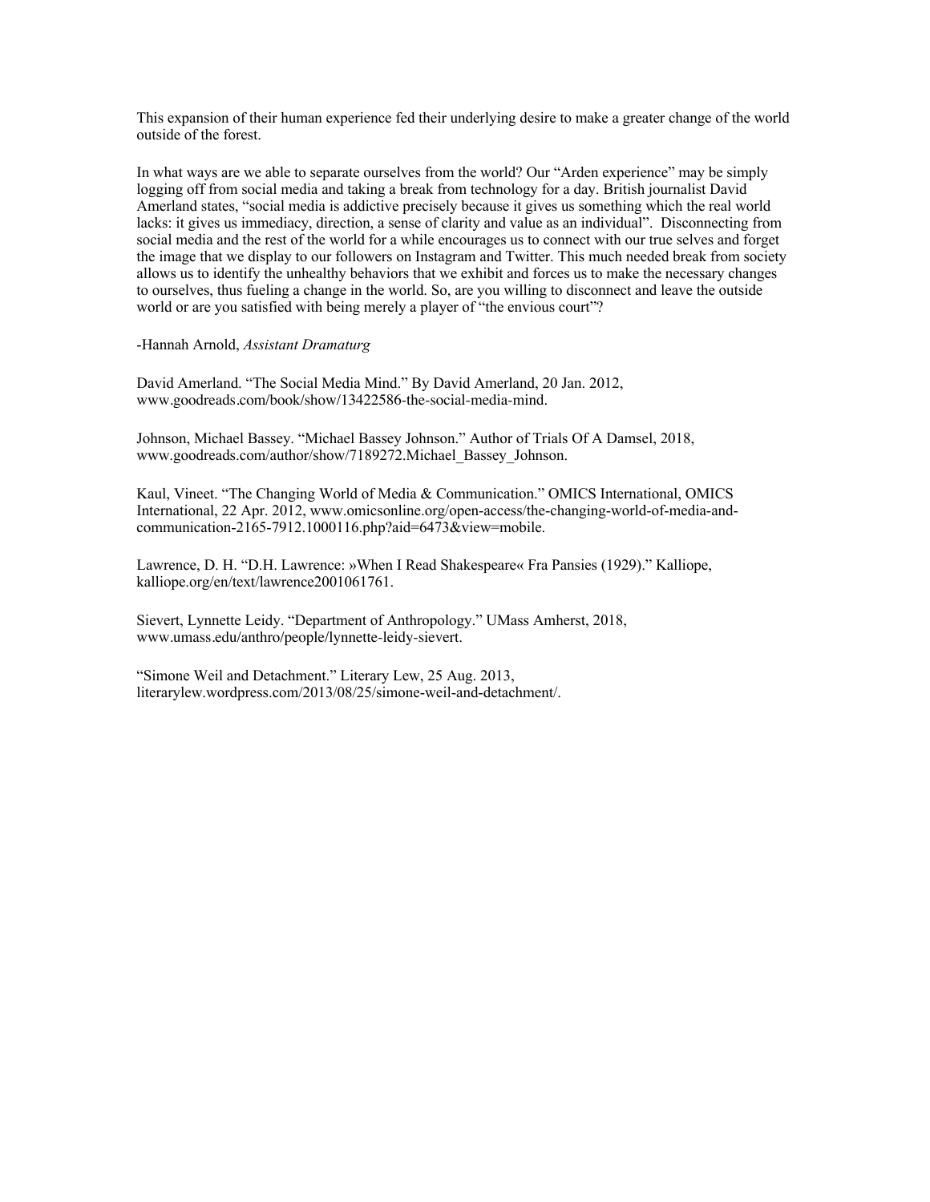This expansion of their human experience fed their underlying desire to make a greater change of the world outside of the forest.

In what ways are we able to separate ourselves from the world? Our "Arden experience" may be simply logging off from social media and taking a break from technology for a day. British journalist David Amerland states, "social media is addictive precisely because it gives us something which the real world lacks: it gives us immediacy, direction, a sense of clarity and value as an individual". Disconnecting from social media and the rest of the world for a while encourages us to connect with our true selves and forget the image that we display to our followers on Instagram and Twitter. This much needed break from society allows us to identify the unhealthy behaviors that we exhibit and forces us to make the necessary changes to ourselves, thus fueling a change in the world. So, are you willing to disconnect and leave the outside world or are you satisfied with being merely a player of "the envious court"?

-Hannah Arnold, *Assistant Dramaturg*

David Amerland. "The Social Media Mind." By David Amerland, 20 Jan. 2012, www.goodreads.com/book/show/13422586-the-social-media-mind.

Johnson, Michael Bassey. "Michael Bassey Johnson." Author of Trials Of A Damsel, 2018, www.goodreads.com/author/show/7189272.Michael_Bassey_Johnson.

Kaul, Vineet. "The Changing World of Media & Communication." OMICS International, OMICS International, 22 Apr. 2012, www.omicsonline.org/open-access/the-changing-world-of-media-and-communication-2165-7912.1000116.php?aid=6473&view=mobile.

Lawrence, D. H. "D.H. Lawrence: »When I Read Shakespeare« Fra Pansies (1929)." Kalliope, kalliope.org/en/text/lawrence2001061761.

Sievert, Lynnette Leidy. "Department of Anthropology." UMass Amherst, 2018, www.umass.edu/anthro/people/lynnette-leidy-sievert.

"Simone Weil and Detachment." Literary Lew, 25 Aug. 2013, literarylew.wordpress.com/2013/08/25/simone-weil-and-detachment/.